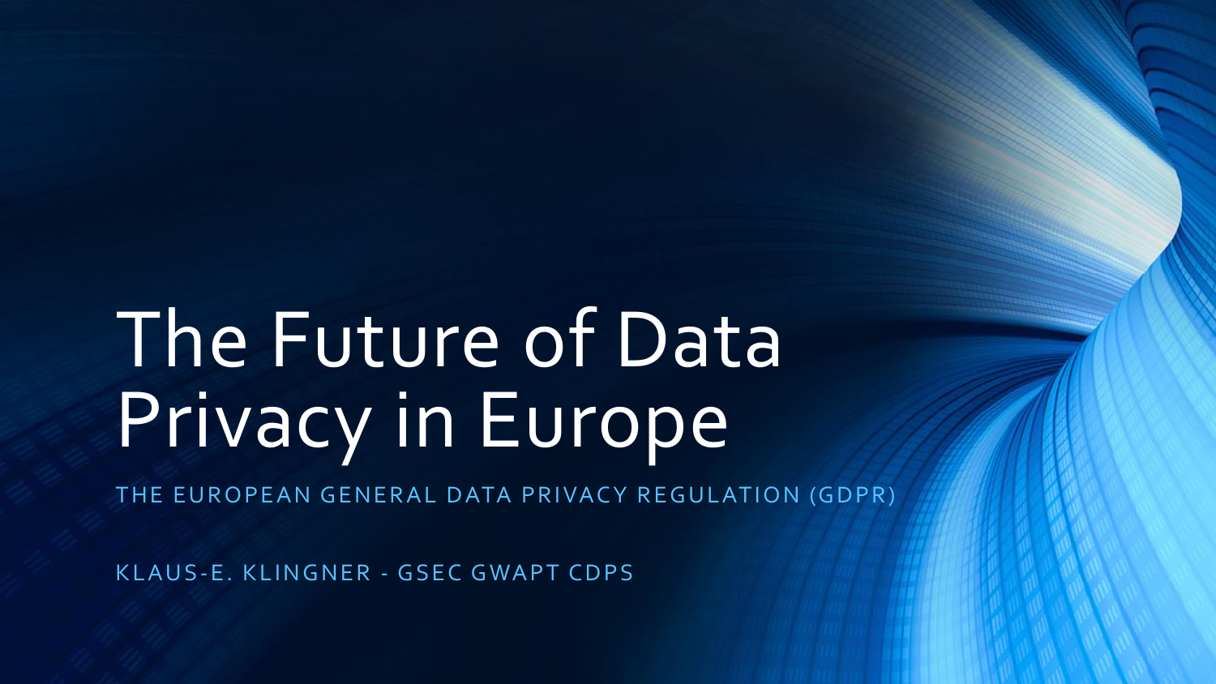# The Future of Data Privacy in Europe

THE EUROPEAN GENERAL DATA PRIVACY REGULATION (GDPR)

KLAUS-E. KLINGNER - GSEC GWAPT CDPS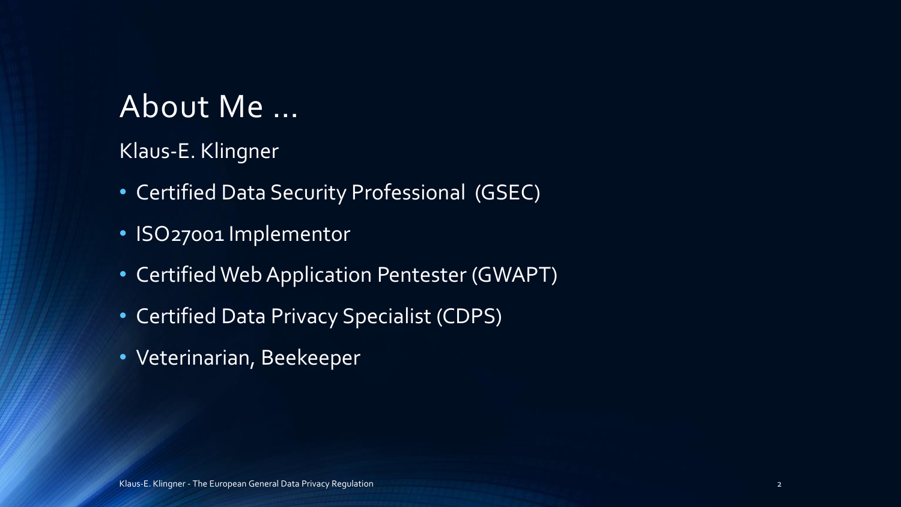# About Me …

Klaus-E. Klingner

- Certified Data Security Professional (GSEC)
- ISO27001 Implementor
- Certified Web Application Pentester (GWAPT)
- Certified Data Privacy Specialist (CDPS)
- Veterinarian, Beekeeper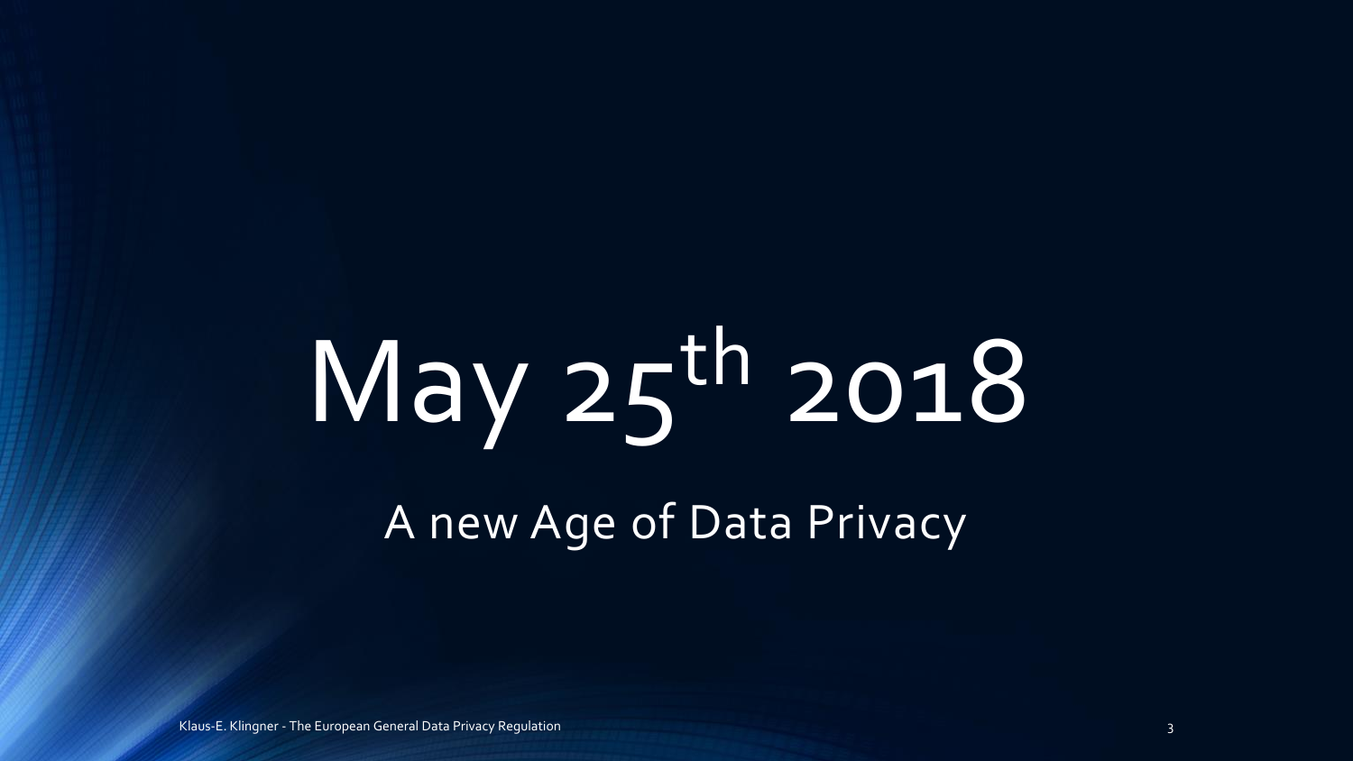# May 25th 2018

A new Age of Data Privacy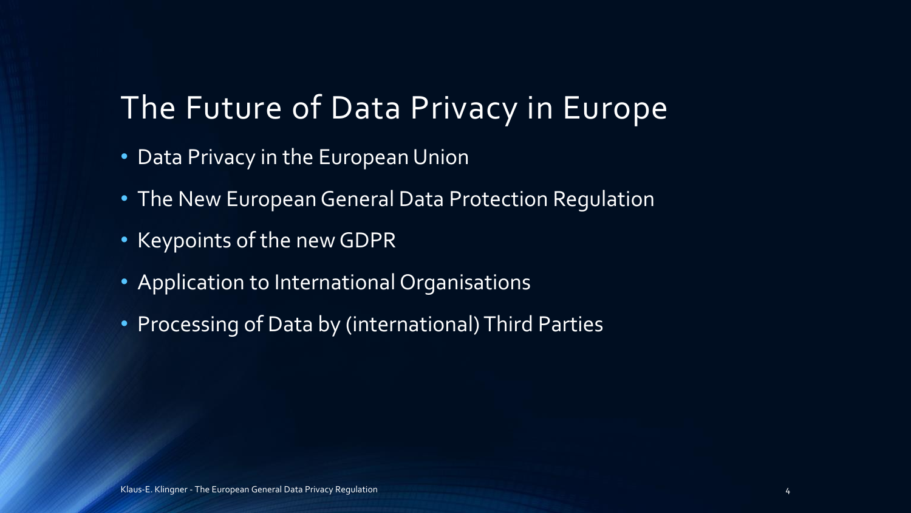# The Future of Data Privacy in Europe

- Data Privacy in the European Union
- The New European General Data Protection Regulation
- Keypoints of the new GDPR
- Application to International Organisations
- Processing of Data by (international) Third Parties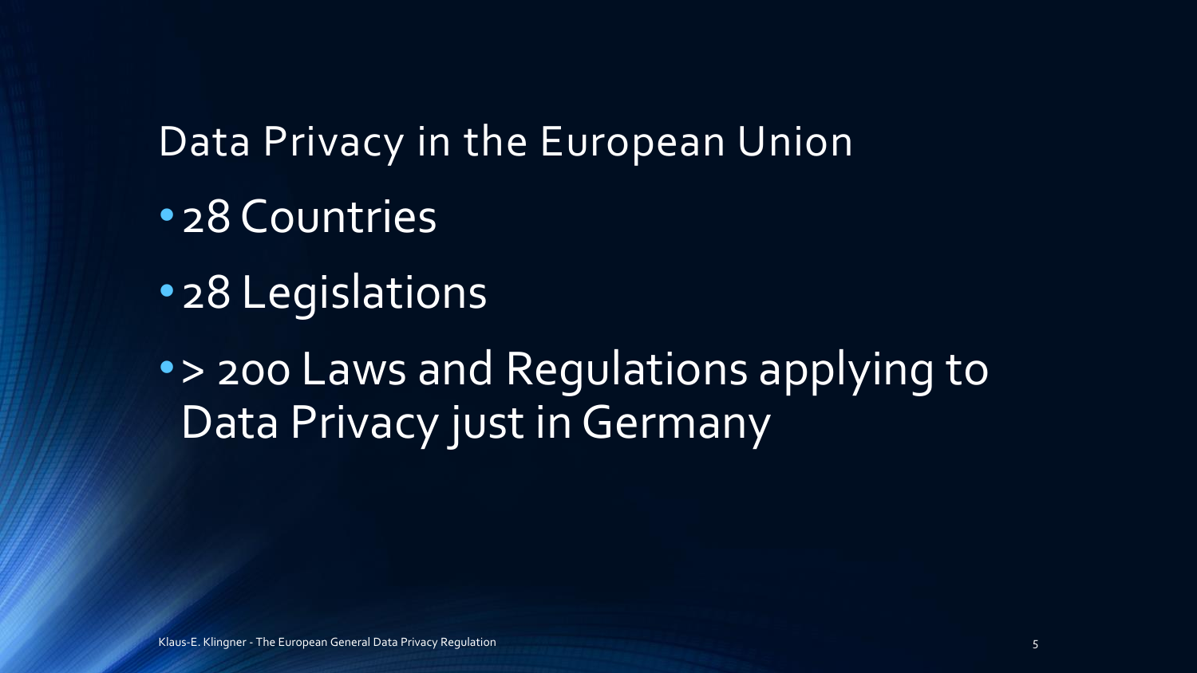# Data Privacy in the European Union

- 28 Countries
- 28 Legislations
- > 200 Laws and Regulations applying to Data Privacy just in Germany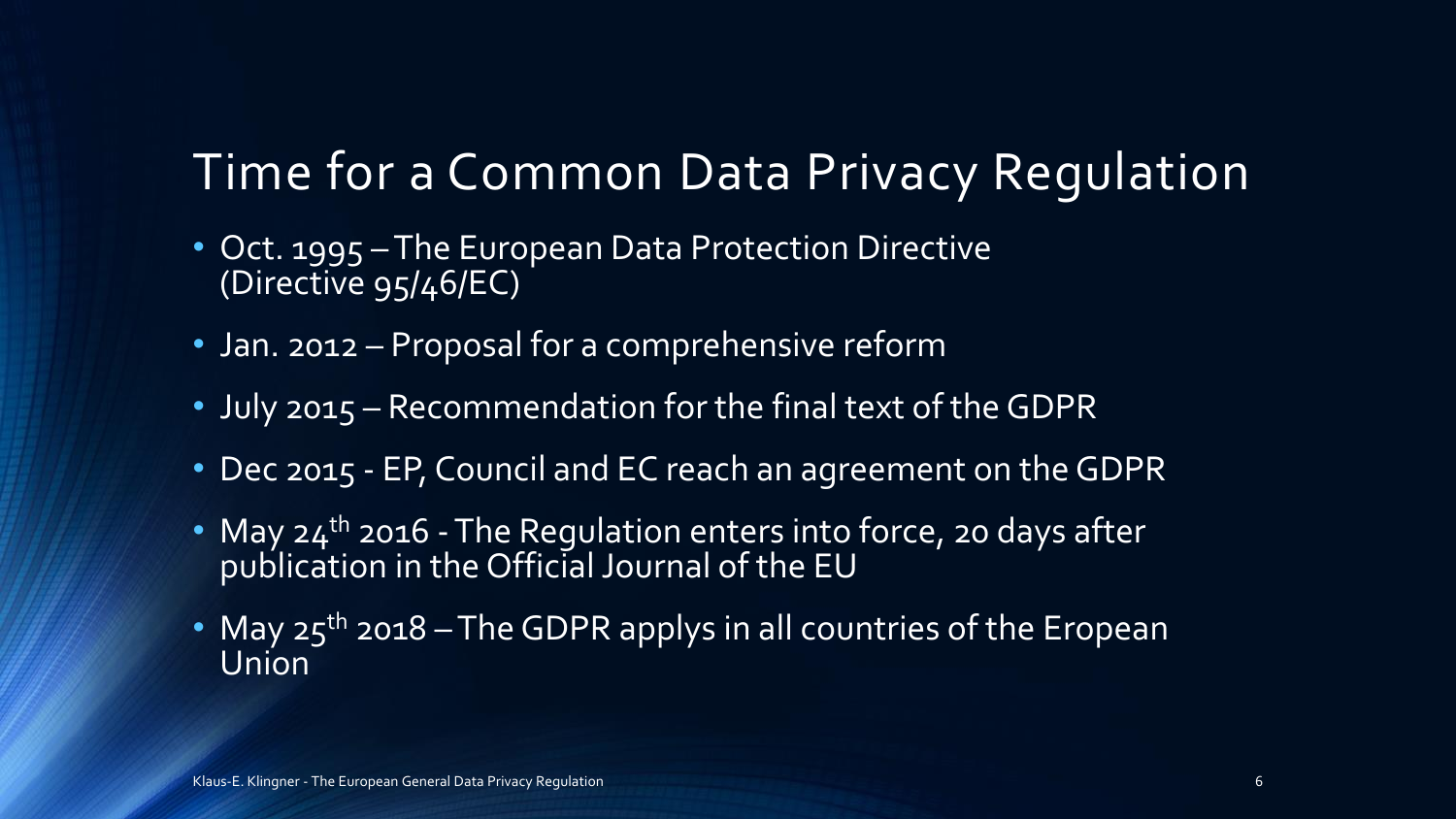## Time for a Common Data Privacy Regulation

- Oct. 1995 – The European Data Protection Directive (Directive 95/46/EC)
- Jan. 2012 – Proposal for a comprehensive reform
- July 2015 – Recommendation for the final text of the GDPR
- Dec 2015 - EP, Council and EC reach an agreement on the GDPR
- May 24th 2016 - The Regulation enters into force, 20 days after publication in the Official Journal of the EU
- May 25th 2018 – The GDPR applys in all countries of the Eropean Union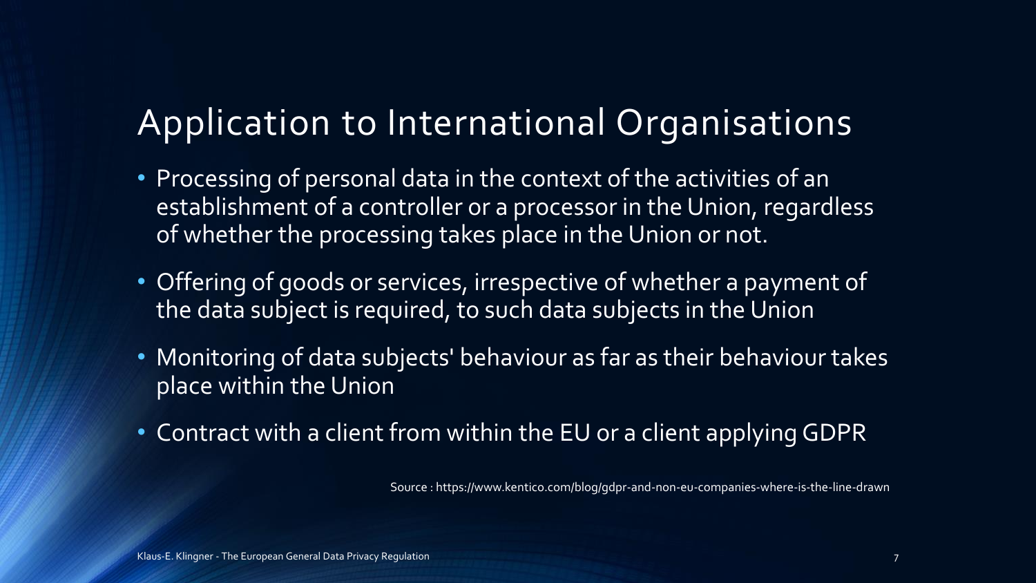# Application to International Organisations

- Processing of personal data in the context of the activities of an establishment of a controller or a processor in the Union, regardless of whether the processing takes place in the Union or not.
- Offering of goods or services, irrespective of whether a payment of the data subject is required, to such data subjects in the Union
- Monitoring of data subjects' behaviour as far as their behaviour takes place within the Union
- Contract with a client from within the EU or a client applying GDPR

Source : https://www.kentico.com/blog/gdpr-and-non-eu-companies-where-is-the-line-drawn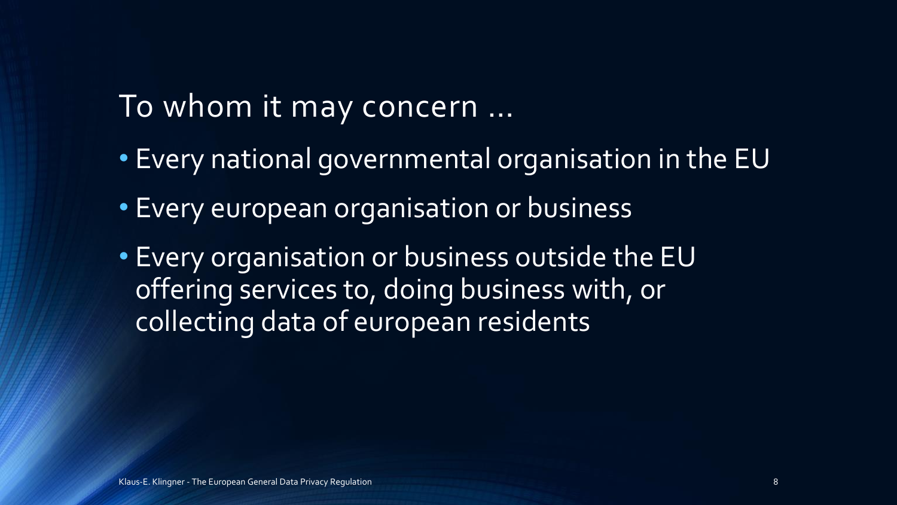# To whom it may concern ...

- Every national governmental organisation in the EU
- Every european organisation or business
- Every organisation or business outside the EU offering services to, doing business with, or collecting data of european residents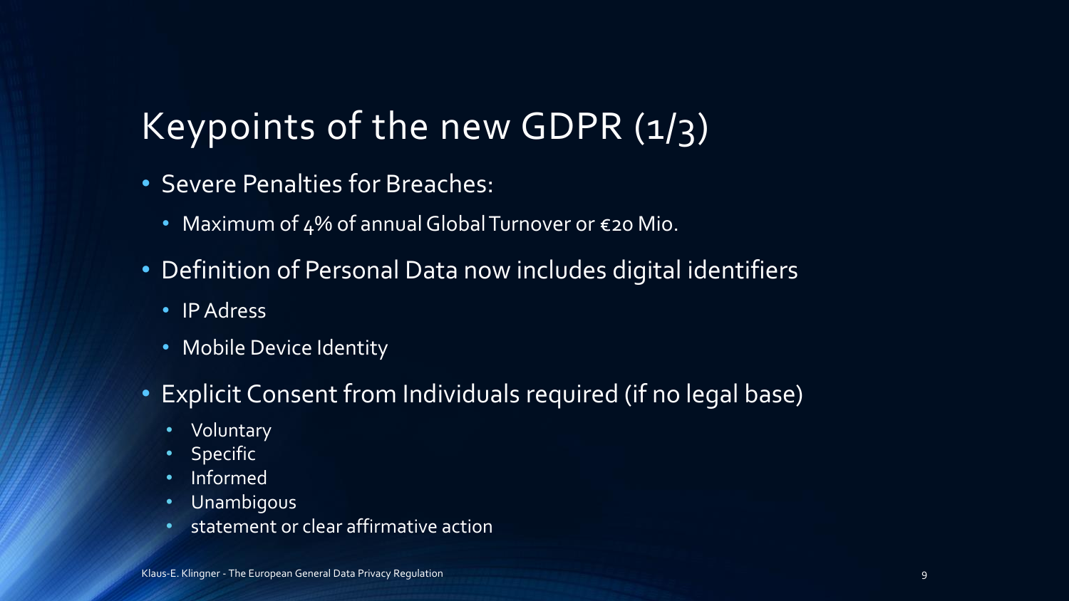# Keypoints of the new GDPR (1/3)

- Severe Penalties for Breaches:
  - Maximum of 4% of annual Global Turnover or €20 Mio.
- Definition of Personal Data now includes digital identifiers
  - IP Adress
  - Mobile Device Identity
- Explicit Consent from Individuals required (if no legal base)
  - Voluntary
  - Specific
  - Informed
  - Unambigous
  - statement or clear affirmative action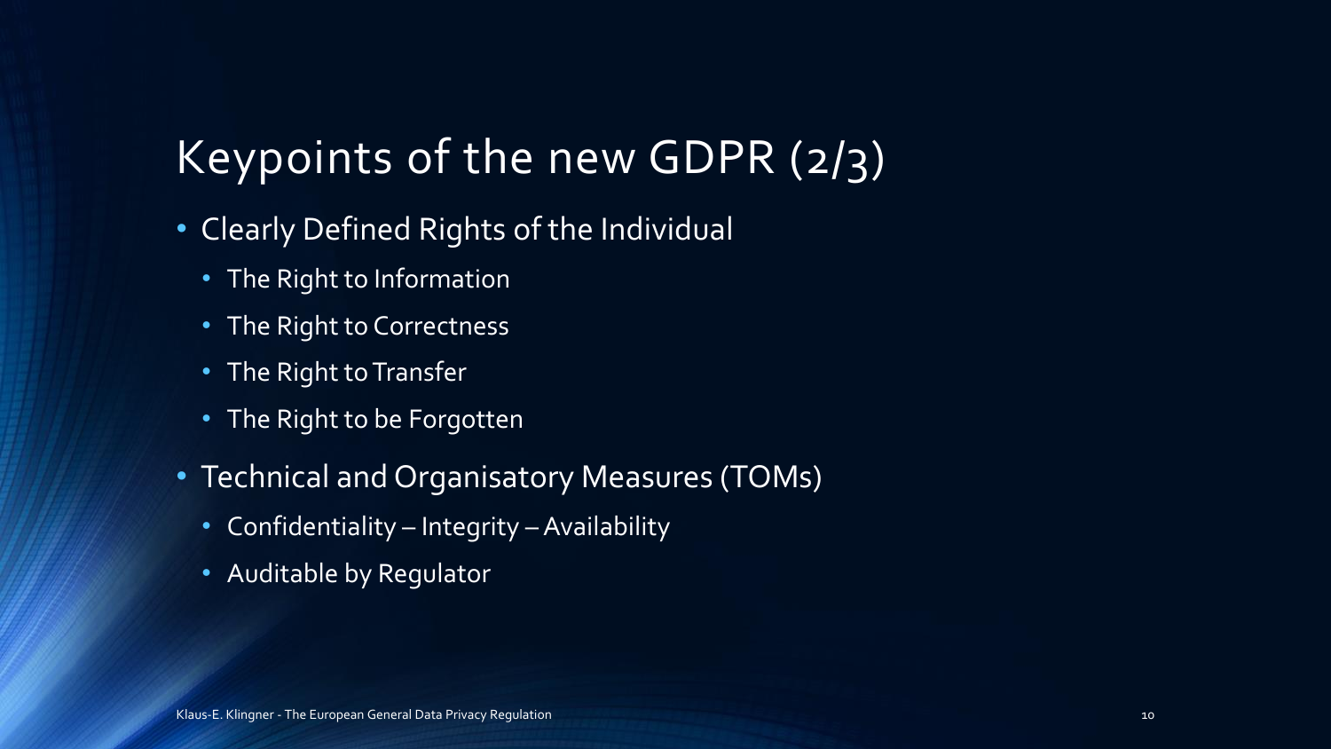# Keypoints of the new GDPR (2/3)

- Clearly Defined Rights of the Individual
  - The Right to Information
  - The Right to Correctness
  - The Right to Transfer
  - The Right to be Forgotten
- Technical and Organisatory Measures (TOMs)
  - Confidentiality – Integrity – Availability
  - Auditable by Regulator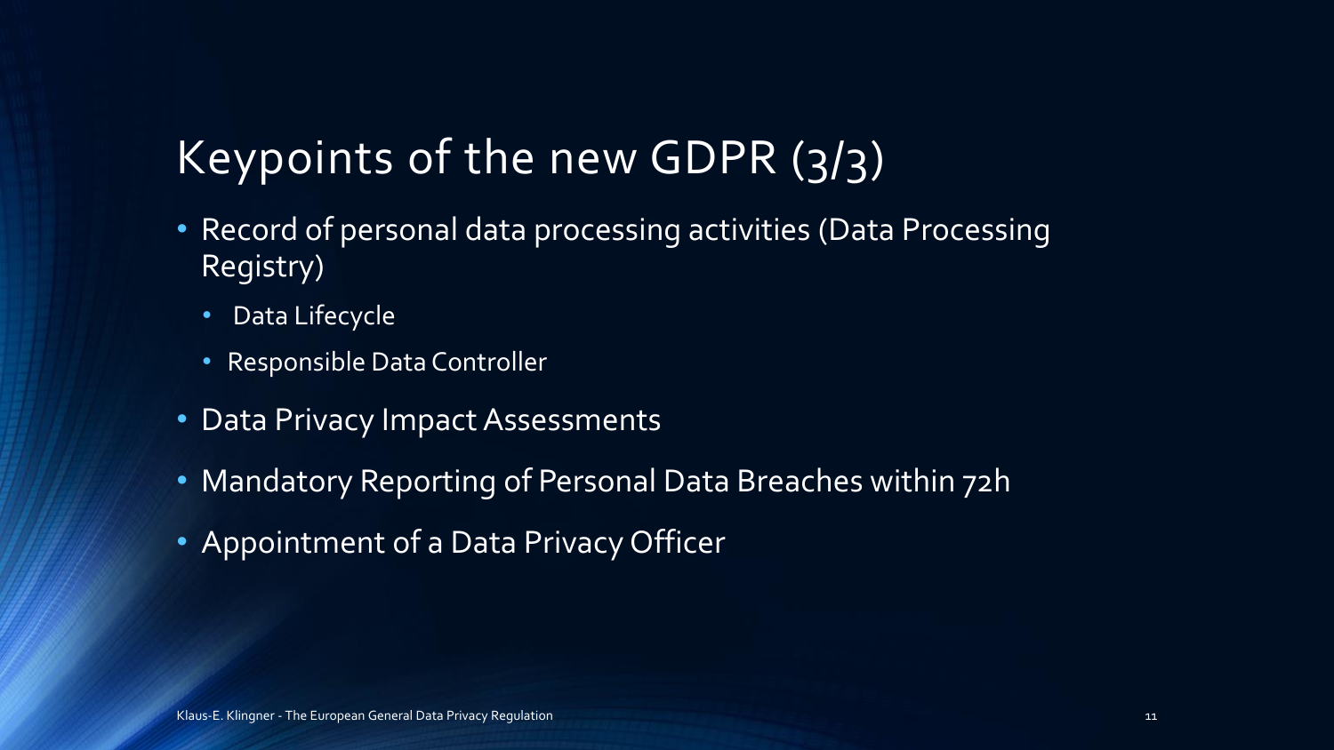# Keypoints of the new GDPR (3/3)

- Record of personal data processing activities (Data Processing Registry)
  - Data Lifecycle
  - Responsible Data Controller
- Data Privacy Impact Assessments
- Mandatory Reporting of Personal Data Breaches within 72h
- Appointment of a Data Privacy Officer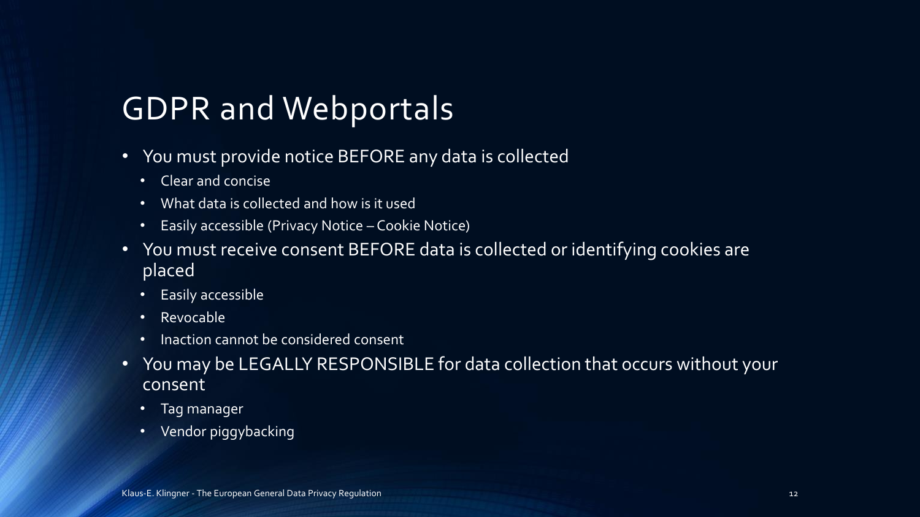# GDPR and Webportals

- You must provide notice BEFORE any data is collected
  - Clear and concise
  - What data is collected and how is it used
  - Easily accessible (Privacy Notice – Cookie Notice)
- You must receive consent BEFORE data is collected or identifying cookies are placed
  - Easily accessible
  - Revocable
  - Inaction cannot be considered consent
- You may be LEGALLY RESPONSIBLE for data collection that occurs without your consent
  - Tag manager
  - Vendor piggybacking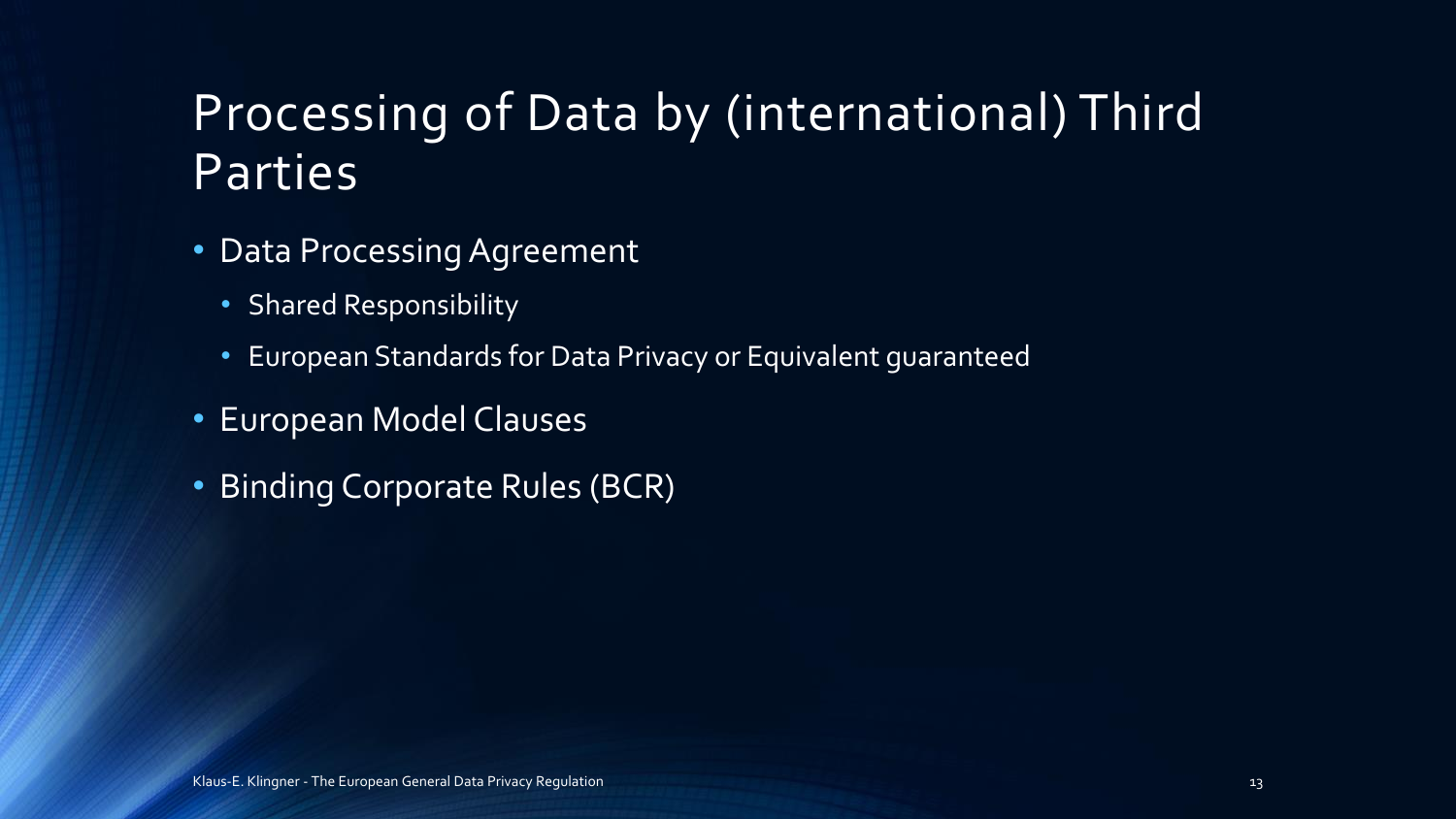# Processing of Data by (international) Third Parties

- Data Processing Agreement
  - Shared Responsibility
  - European Standards for Data Privacy or Equivalent guaranteed
- European Model Clauses
- Binding Corporate Rules (BCR)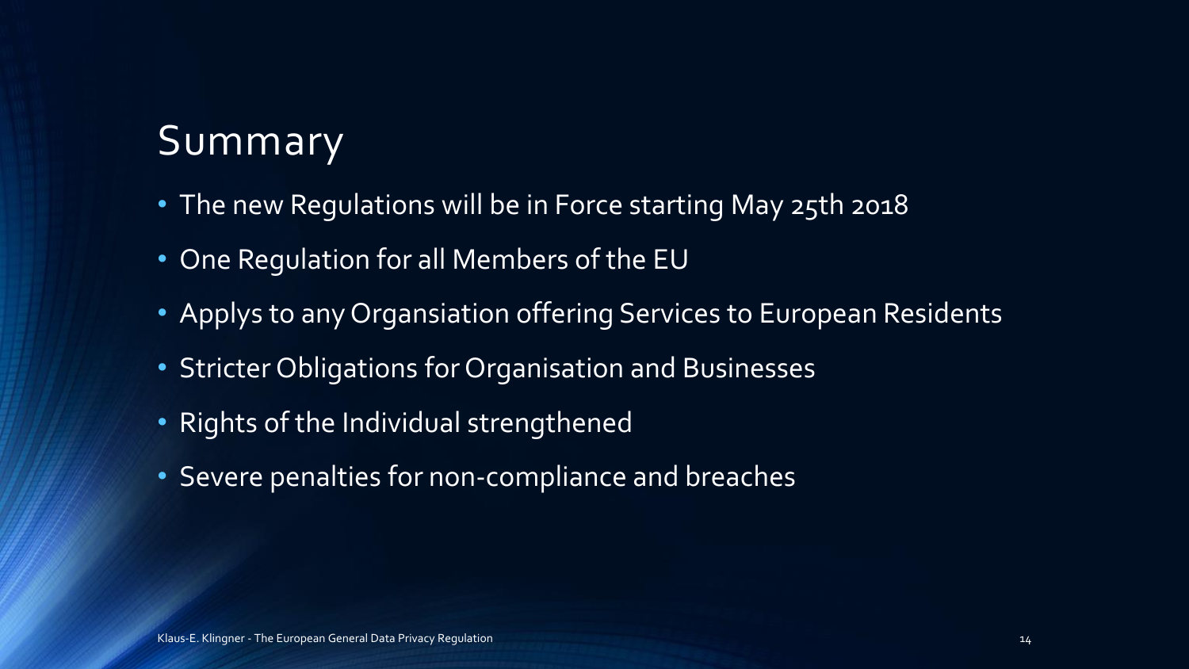# Summary

- The new Regulations will be in Force starting May 25th 2018
- One Regulation for all Members of the EU
- Applys to any Organsiation offering Services to European Residents
- Stricter Obligations for Organisation and Businesses
- Rights of the Individual strengthened
- Severe penalties for non-compliance and breaches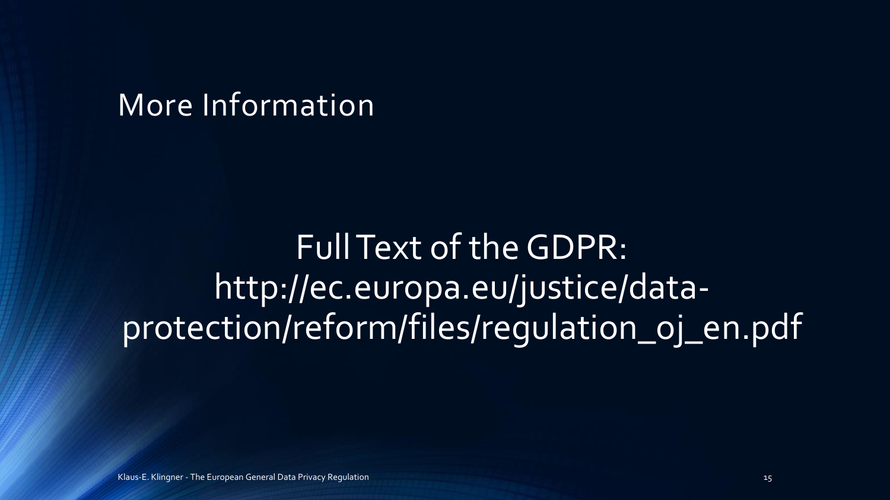# More Information

Full Text of the GDPR:
http://ec.europa.eu/justice/data-protection/reform/files/regulation_oj_en.pdf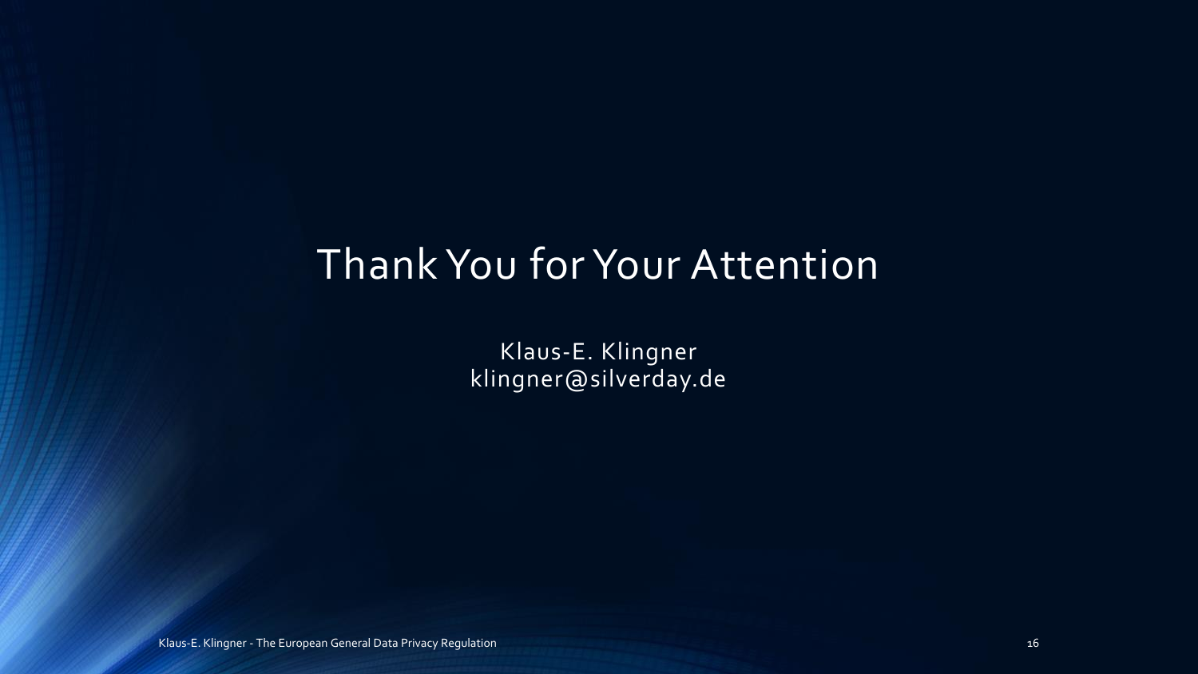# Thank You for Your Attention

Klaus-E. Klingner
klingner@silverday.de